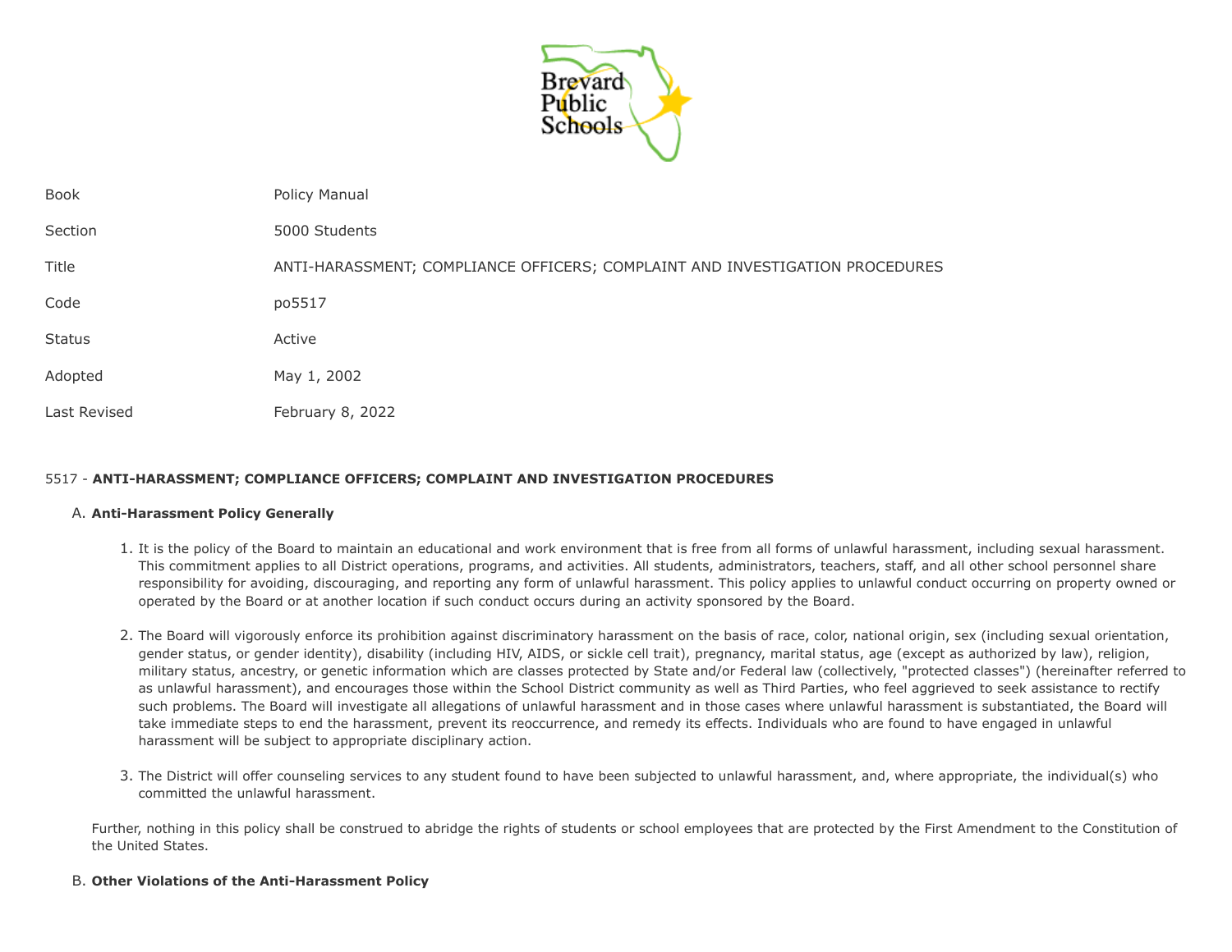| Book | Policy Manual |
| --- | --- |
| Section | 5000 Students |
| Title | ANTI-HARASSMENT; COMPLIANCE OFFICERS; COMPLAINT AND INVESTIGATION PROCEDURES |
| Code | po5517 |
| Status | Active |
| Adopted | May 1, 2002 |
| Last Revised | February 8, 2022 |

# 5517 - **ANTI-HARASSMENT; COMPLIANCE OFFICERS; COMPLAINT AND INVESTIGATION PROCEDURES**

## A. **Anti-Harassment Policy Generally**

1. It is the policy of the Board to maintain an educational and work environment that is free from all forms of unlawful harassment, including sexual harassment. This commitment applies to all District operations, programs, and activities. All students, administrators, teachers, staff, and all other school personnel share responsibility for avoiding, discouraging, and reporting any form of unlawful harassment. This policy applies to unlawful conduct occurring on property owned or operated by the Board or at another location if such conduct occurs during an activity sponsored by the Board.

2. The Board will vigorously enforce its prohibition against discriminatory harassment on the basis of race, color, national origin, sex (including sexual orientation, gender status, or gender identity), disability (including HIV, AIDS, or sickle cell trait), pregnancy, marital status, age (except as authorized by law), religion, military status, ancestry, or genetic information which are classes protected by State and/or Federal law (collectively, "protected classes") (hereinafter referred to as unlawful harassment), and encourages those within the School District community as well as Third Parties, who feel aggrieved to seek assistance to rectify such problems. The Board will investigate all allegations of unlawful harassment and in those cases where unlawful harassment is substantiated, the Board will take immediate steps to end the harassment, prevent its reoccurrence, and remedy its effects. Individuals who are found to have engaged in unlawful harassment will be subject to appropriate disciplinary action.

3. The District will offer counseling services to any student found to have been subjected to unlawful harassment, and, where appropriate, the individual(s) who committed the unlawful harassment.

Further, nothing in this policy shall be construed to abridge the rights of students or school employees that are protected by the First Amendment to the Constitution of the United States.

## B. **Other Violations of the Anti-Harassment Policy**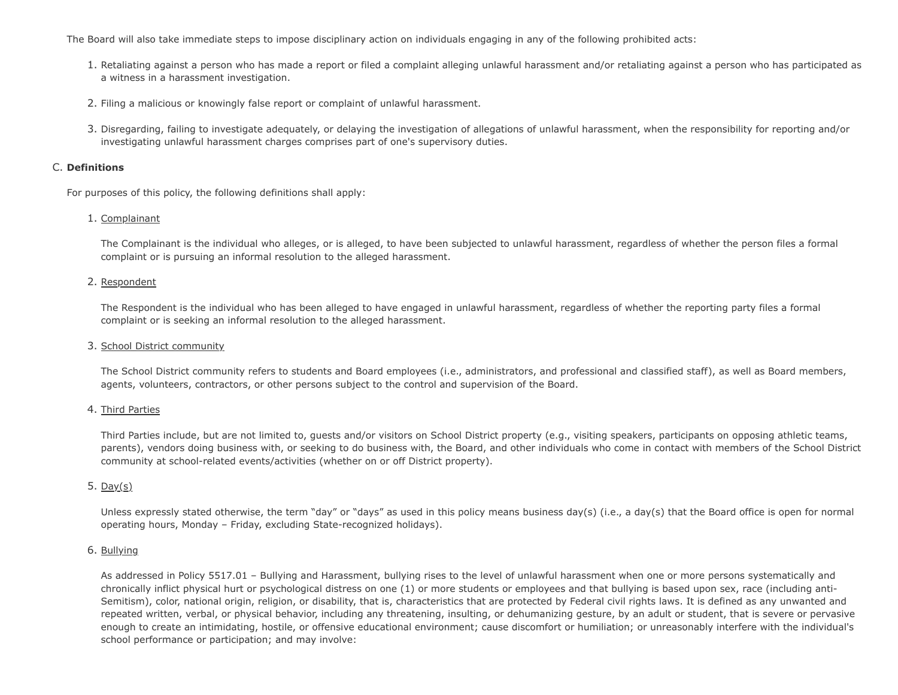The Board will also take immediate steps to impose disciplinary action on individuals engaging in any of the following prohibited acts:

1. Retaliating against a person who has made a report or filed a complaint alleging unlawful harassment and/or retaliating against a person who has participated as a witness in a harassment investigation.

2. Filing a malicious or knowingly false report or complaint of unlawful harassment.

3. Disregarding, failing to investigate adequately, or delaying the investigation of allegations of unlawful harassment, when the responsibility for reporting and/or investigating unlawful harassment charges comprises part of one's supervisory duties.

C. **Definitions**

For purposes of this policy, the following definitions shall apply:

1. Complainant

   The Complainant is the individual who alleges, or is alleged, to have been subjected to unlawful harassment, regardless of whether the person files a formal complaint or is pursuing an informal resolution to the alleged harassment.

2. Respondent

   The Respondent is the individual who has been alleged to have engaged in unlawful harassment, regardless of whether the reporting party files a formal complaint or is seeking an informal resolution to the alleged harassment.

3. School District community

   The School District community refers to students and Board employees (i.e., administrators, and professional and classified staff), as well as Board members, agents, volunteers, contractors, or other persons subject to the control and supervision of the Board.

4. Third Parties

   Third Parties include, but are not limited to, guests and/or visitors on School District property (e.g., visiting speakers, participants on opposing athletic teams, parents), vendors doing business with, or seeking to do business with, the Board, and other individuals who come in contact with members of the School District community at school-related events/activities (whether on or off District property).

5. Day(s)

   Unless expressly stated otherwise, the term "day" or "days" as used in this policy means business day(s) (i.e., a day(s) that the Board office is open for normal operating hours, Monday – Friday, excluding State-recognized holidays).

6. Bullying

   As addressed in Policy 5517.01 – Bullying and Harassment, bullying rises to the level of unlawful harassment when one or more persons systematically and chronically inflict physical hurt or psychological distress on one (1) or more students or employees and that bullying is based upon sex, race (including anti-Semitism), color, national origin, religion, or disability, that is, characteristics that are protected by Federal civil rights laws. It is defined as any unwanted and repeated written, verbal, or physical behavior, including any threatening, insulting, or dehumanizing gesture, by an adult or student, that is severe or pervasive enough to create an intimidating, hostile, or offensive educational environment; cause discomfort or humiliation; or unreasonably interfere with the individual's school performance or participation; and may involve: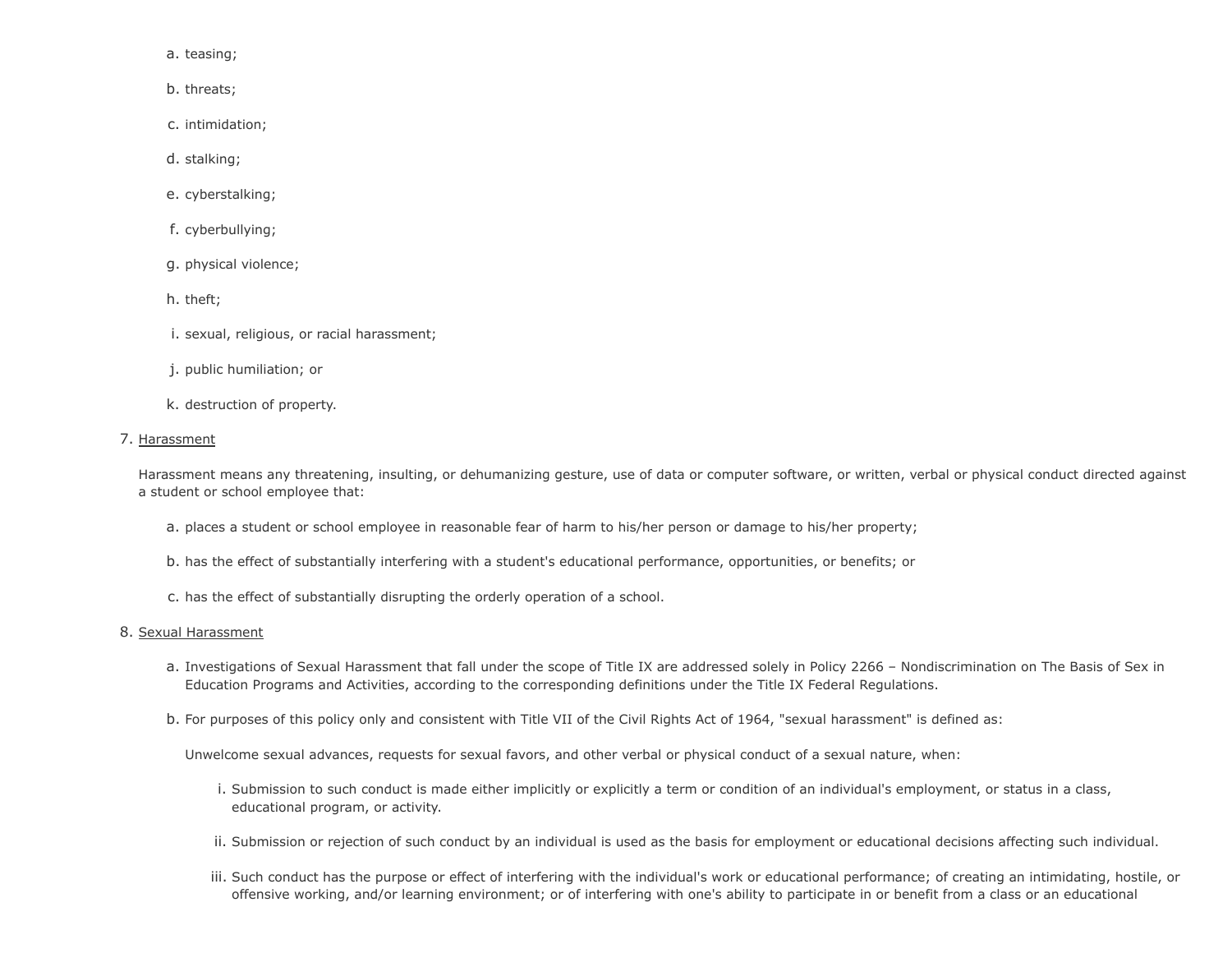a. teasing;

   b. threats;

   c. intimidation;

   d. stalking;

   e. cyberstalking;

   f. cyberbullying;

   g. physical violence;

   h. theft;

   i. sexual, religious, or racial harassment;

   j. public humiliation; or

   k. destruction of property.

7. <u>Harassment</u>

   Harassment means any threatening, insulting, or dehumanizing gesture, use of data or computer software, or written, verbal or physical conduct directed against a student or school employee that:

   a. places a student or school employee in reasonable fear of harm to his/her person or damage to his/her property;

   b. has the effect of substantially interfering with a student's educational performance, opportunities, or benefits; or

   c. has the effect of substantially disrupting the orderly operation of a school.

8. <u>Sexual Harassment</u>

   a. Investigations of Sexual Harassment that fall under the scope of Title IX are addressed solely in Policy 2266 – Nondiscrimination on The Basis of Sex in Education Programs and Activities, according to the corresponding definitions under the Title IX Federal Regulations.

   b. For purposes of this policy only and consistent with Title VII of the Civil Rights Act of 1964, "sexual harassment" is defined as:

      Unwelcome sexual advances, requests for sexual favors, and other verbal or physical conduct of a sexual nature, when:

      i. Submission to such conduct is made either implicitly or explicitly a term or condition of an individual's employment, or status in a class, educational program, or activity.

      ii. Submission or rejection of such conduct by an individual is used as the basis for employment or educational decisions affecting such individual.

      iii. Such conduct has the purpose or effect of interfering with the individual's work or educational performance; of creating an intimidating, hostile, or offensive working, and/or learning environment; or of interfering with one's ability to participate in or benefit from a class or an educational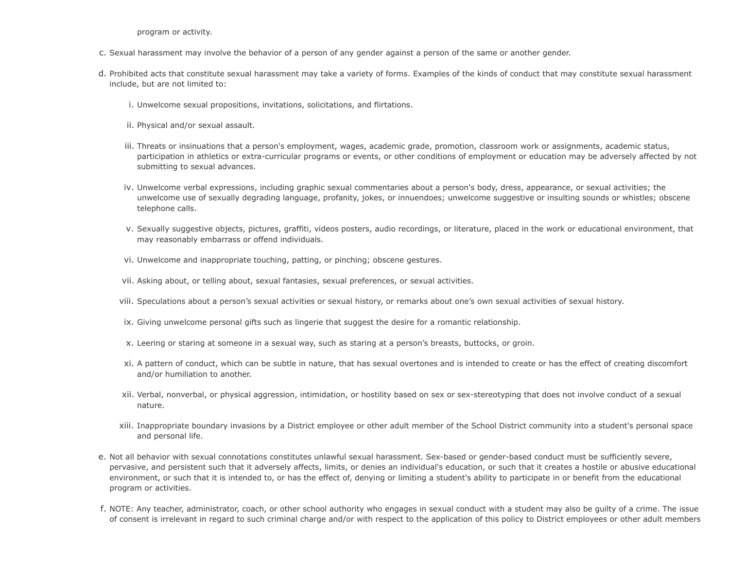program or activity.

c. Sexual harassment may involve the behavior of a person of any gender against a person of the same or another gender.

d. Prohibited acts that constitute sexual harassment may take a variety of forms. Examples of the kinds of conduct that may constitute sexual harassment include, but are not limited to:

   i. Unwelcome sexual propositions, invitations, solicitations, and flirtations.

   ii. Physical and/or sexual assault.

   iii. Threats or insinuations that a person's employment, wages, academic grade, promotion, classroom work or assignments, academic status, participation in athletics or extra-curricular programs or events, or other conditions of employment or education may be adversely affected by not submitting to sexual advances.

   iv. Unwelcome verbal expressions, including graphic sexual commentaries about a person's body, dress, appearance, or sexual activities; the unwelcome use of sexually degrading language, profanity, jokes, or innuendoes; unwelcome suggestive or insulting sounds or whistles; obscene telephone calls.

   v. Sexually suggestive objects, pictures, graffiti, videos posters, audio recordings, or literature, placed in the work or educational environment, that may reasonably embarrass or offend individuals.

   vi. Unwelcome and inappropriate touching, patting, or pinching; obscene gestures.

   vii. Asking about, or telling about, sexual fantasies, sexual preferences, or sexual activities.

   viii. Speculations about a person’s sexual activities or sexual history, or remarks about one’s own sexual activities of sexual history.

   ix. Giving unwelcome personal gifts such as lingerie that suggest the desire for a romantic relationship.

   x. Leering or staring at someone in a sexual way, such as staring at a person’s breasts, buttocks, or groin.

   xi. A pattern of conduct, which can be subtle in nature, that has sexual overtones and is intended to create or has the effect of creating discomfort and/or humiliation to another.

   xii. Verbal, nonverbal, or physical aggression, intimidation, or hostility based on sex or sex-stereotyping that does not involve conduct of a sexual nature.

   xiii. Inappropriate boundary invasions by a District employee or other adult member of the School District community into a student's personal space and personal life.

e. Not all behavior with sexual connotations constitutes unlawful sexual harassment. Sex-based or gender-based conduct must be sufficiently severe, pervasive, and persistent such that it adversely affects, limits, or denies an individual's education, or such that it creates a hostile or abusive educational environment, or such that it is intended to, or has the effect of, denying or limiting a student's ability to participate in or benefit from the educational program or activities.

f. NOTE: Any teacher, administrator, coach, or other school authority who engages in sexual conduct with a student may also be guilty of a crime. The issue of consent is irrelevant in regard to such criminal charge and/or with respect to the application of this policy to District employees or other adult members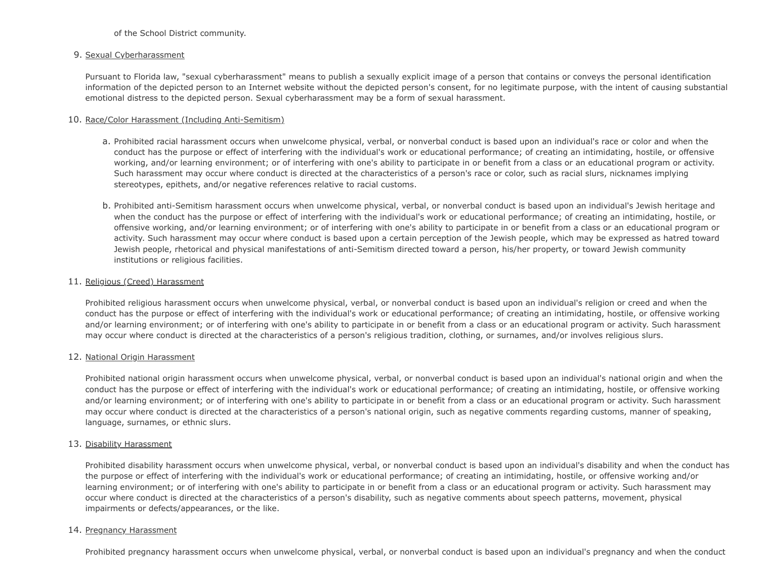of the School District community.

9. Sexual Cyberharassment

   Pursuant to Florida law, "sexual cyberharassment" means to publish a sexually explicit image of a person that contains or conveys the personal identification information of the depicted person to an Internet website without the depicted person's consent, for no legitimate purpose, with the intent of causing substantial emotional distress to the depicted person. Sexual cyberharassment may be a form of sexual harassment.

10. Race/Color Harassment (Including Anti-Semitism)

    a. Prohibited racial harassment occurs when unwelcome physical, verbal, or nonverbal conduct is based upon an individual's race or color and when the conduct has the purpose or effect of interfering with the individual's work or educational performance; of creating an intimidating, hostile, or offensive working, and/or learning environment; or of interfering with one's ability to participate in or benefit from a class or an educational program or activity. Such harassment may occur where conduct is directed at the characteristics of a person's race or color, such as racial slurs, nicknames implying stereotypes, epithets, and/or negative references relative to racial customs.

    b. Prohibited anti-Semitism harassment occurs when unwelcome physical, verbal, or nonverbal conduct is based upon an individual's Jewish heritage and when the conduct has the purpose or effect of interfering with the individual's work or educational performance; of creating an intimidating, hostile, or offensive working, and/or learning environment; or of interfering with one's ability to participate in or benefit from a class or an educational program or activity. Such harassment may occur where conduct is based upon a certain perception of the Jewish people, which may be expressed as hatred toward Jewish people, rhetorical and physical manifestations of anti-Semitism directed toward a person, his/her property, or toward Jewish community institutions or religious facilities.

11. Religious (Creed) Harassment

    Prohibited religious harassment occurs when unwelcome physical, verbal, or nonverbal conduct is based upon an individual's religion or creed and when the conduct has the purpose or effect of interfering with the individual's work or educational performance; of creating an intimidating, hostile, or offensive working and/or learning environment; or of interfering with one's ability to participate in or benefit from a class or an educational program or activity. Such harassment may occur where conduct is directed at the characteristics of a person's religious tradition, clothing, or surnames, and/or involves religious slurs.

12. National Origin Harassment

    Prohibited national origin harassment occurs when unwelcome physical, verbal, or nonverbal conduct is based upon an individual's national origin and when the conduct has the purpose or effect of interfering with the individual's work or educational performance; of creating an intimidating, hostile, or offensive working and/or learning environment; or of interfering with one's ability to participate in or benefit from a class or an educational program or activity. Such harassment may occur where conduct is directed at the characteristics of a person's national origin, such as negative comments regarding customs, manner of speaking, language, surnames, or ethnic slurs.

13. Disability Harassment

    Prohibited disability harassment occurs when unwelcome physical, verbal, or nonverbal conduct is based upon an individual's disability and when the conduct has the purpose or effect of interfering with the individual's work or educational performance; of creating an intimidating, hostile, or offensive working and/or learning environment; or of interfering with one's ability to participate in or benefit from a class or an educational program or activity. Such harassment may occur where conduct is directed at the characteristics of a person's disability, such as negative comments about speech patterns, movement, physical impairments or defects/appearances, or the like.

14. Pregnancy Harassment

    Prohibited pregnancy harassment occurs when unwelcome physical, verbal, or nonverbal conduct is based upon an individual's pregnancy and when the conduct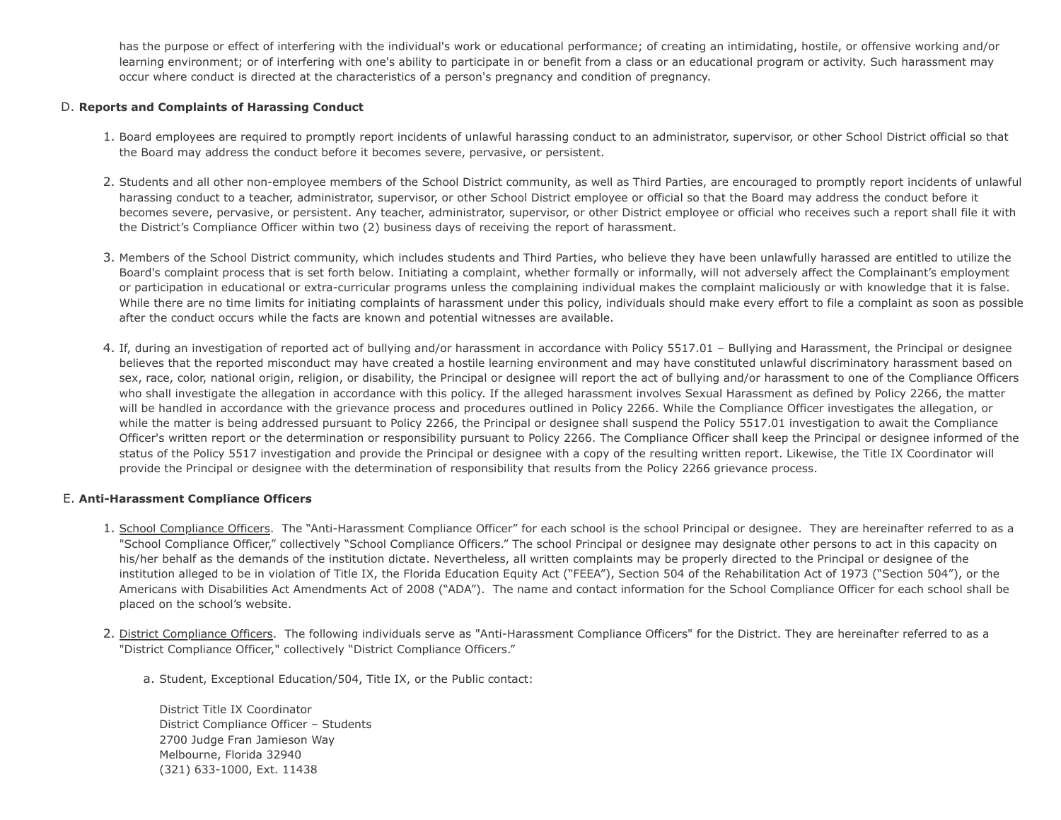has the purpose or effect of interfering with the individual's work or educational performance; of creating an intimidating, hostile, or offensive working and/or learning environment; or of interfering with one's ability to participate in or benefit from a class or an educational program or activity. Such harassment may occur where conduct is directed at the characteristics of a person's pregnancy and condition of pregnancy.

D. **Reports and Complaints of Harassing Conduct**

1. Board employees are required to promptly report incidents of unlawful harassing conduct to an administrator, supervisor, or other School District official so that the Board may address the conduct before it becomes severe, pervasive, or persistent.

2. Students and all other non-employee members of the School District community, as well as Third Parties, are encouraged to promptly report incidents of unlawful harassing conduct to a teacher, administrator, supervisor, or other School District employee or official so that the Board may address the conduct before it becomes severe, pervasive, or persistent. Any teacher, administrator, supervisor, or other District employee or official who receives such a report shall file it with the District's Compliance Officer within two (2) business days of receiving the report of harassment.

3. Members of the School District community, which includes students and Third Parties, who believe they have been unlawfully harassed are entitled to utilize the Board's complaint process that is set forth below. Initiating a complaint, whether formally or informally, will not adversely affect the Complainant's employment or participation in educational or extra-curricular programs unless the complaining individual makes the complaint maliciously or with knowledge that it is false. While there are no time limits for initiating complaints of harassment under this policy, individuals should make every effort to file a complaint as soon as possible after the conduct occurs while the facts are known and potential witnesses are available.

4. If, during an investigation of reported act of bullying and/or harassment in accordance with Policy 5517.01 – Bullying and Harassment, the Principal or designee believes that the reported misconduct may have created a hostile learning environment and may have constituted unlawful discriminatory harassment based on sex, race, color, national origin, religion, or disability, the Principal or designee will report the act of bullying and/or harassment to one of the Compliance Officers who shall investigate the allegation in accordance with this policy. If the alleged harassment involves Sexual Harassment as defined by Policy 2266, the matter will be handled in accordance with the grievance process and procedures outlined in Policy 2266. While the Compliance Officer investigates the allegation, or while the matter is being addressed pursuant to Policy 2266, the Principal or designee shall suspend the Policy 5517.01 investigation to await the Compliance Officer's written report or the determination or responsibility pursuant to Policy 2266. The Compliance Officer shall keep the Principal or designee informed of the status of the Policy 5517 investigation and provide the Principal or designee with a copy of the resulting written report. Likewise, the Title IX Coordinator will provide the Principal or designee with the determination of responsibility that results from the Policy 2266 grievance process.

E. **Anti-Harassment Compliance Officers**

1. School Compliance Officers. The "Anti-Harassment Compliance Officer" for each school is the school Principal or designee. They are hereinafter referred to as a "School Compliance Officer," collectively "School Compliance Officers." The school Principal or designee may designate other persons to act in this capacity on his/her behalf as the demands of the institution dictate. Nevertheless, all written complaints may be properly directed to the Principal or designee of the institution alleged to be in violation of Title IX, the Florida Education Equity Act ("FEEA"), Section 504 of the Rehabilitation Act of 1973 ("Section 504"), or the Americans with Disabilities Act Amendments Act of 2008 ("ADA"). The name and contact information for the School Compliance Officer for each school shall be placed on the school's website.

2. District Compliance Officers. The following individuals serve as "Anti-Harassment Compliance Officers" for the District. They are hereinafter referred to as a "District Compliance Officer," collectively "District Compliance Officers."

   a. Student, Exceptional Education/504, Title IX, or the Public contact:

      District Title IX Coordinator
      District Compliance Officer – Students
      2700 Judge Fran Jamieson Way
      Melbourne, Florida 32940
      (321) 633-1000, Ext. 11438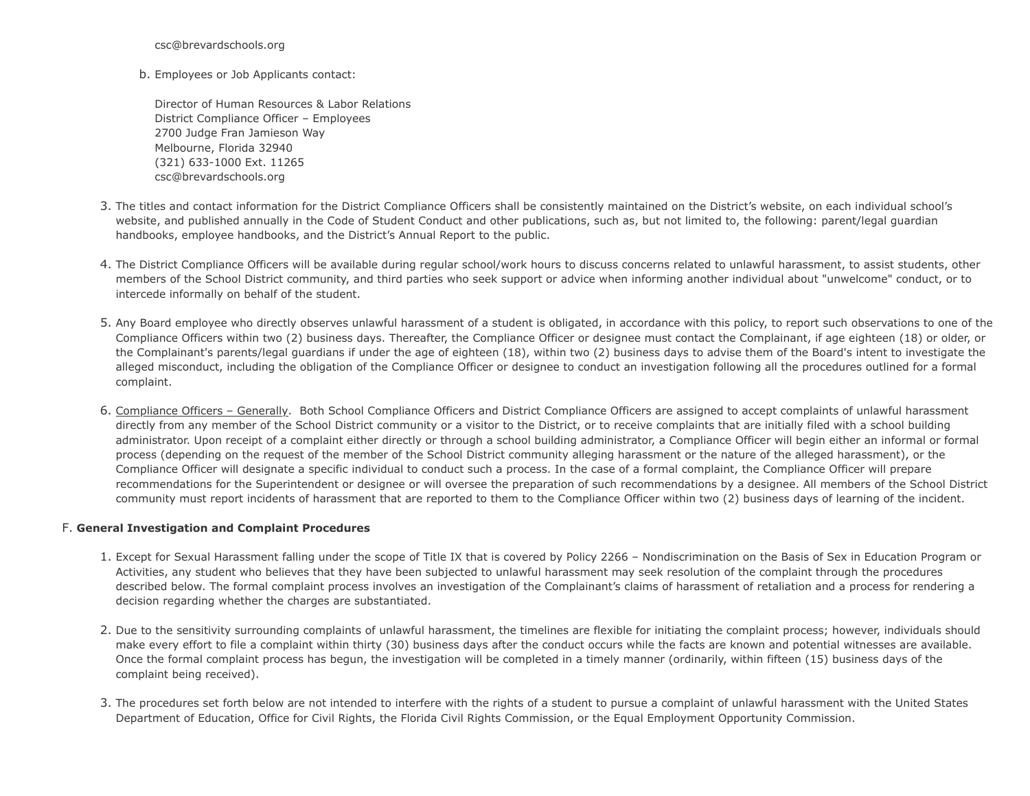csc@brevardschools.org

b. Employees or Job Applicants contact:

 Director of Human Resources & Labor Relations
 District Compliance Officer – Employees
 2700 Judge Fran Jamieson Way
 Melbourne, Florida 32940
 (321) 633-1000 Ext. 11265
 csc@brevardschools.org

3. The titles and contact information for the District Compliance Officers shall be consistently maintained on the District's website, on each individual school's website, and published annually in the Code of Student Conduct and other publications, such as, but not limited to, the following: parent/legal guardian handbooks, employee handbooks, and the District's Annual Report to the public.

4. The District Compliance Officers will be available during regular school/work hours to discuss concerns related to unlawful harassment, to assist students, other members of the School District community, and third parties who seek support or advice when informing another individual about "unwelcome" conduct, or to intercede informally on behalf of the student.

5. Any Board employee who directly observes unlawful harassment of a student is obligated, in accordance with this policy, to report such observations to one of the Compliance Officers within two (2) business days. Thereafter, the Compliance Officer or designee must contact the Complainant, if age eighteen (18) or older, or the Complainant's parents/legal guardians if under the age of eighteen (18), within two (2) business days to advise them of the Board's intent to investigate the alleged misconduct, including the obligation of the Compliance Officer or designee to conduct an investigation following all the procedures outlined for a formal complaint.

6. Compliance Officers – Generally. Both School Compliance Officers and District Compliance Officers are assigned to accept complaints of unlawful harassment directly from any member of the School District community or a visitor to the District, or to receive complaints that are initially filed with a school building administrator. Upon receipt of a complaint either directly or through a school building administrator, a Compliance Officer will begin either an informal or formal process (depending on the request of the member of the School District community alleging harassment or the nature of the alleged harassment), or the Compliance Officer will designate a specific individual to conduct such a process. In the case of a formal complaint, the Compliance Officer will prepare recommendations for the Superintendent or designee or will oversee the preparation of such recommendations by a designee. All members of the School District community must report incidents of harassment that are reported to them to the Compliance Officer within two (2) business days of learning of the incident.

F. **General Investigation and Complaint Procedures**

1. Except for Sexual Harassment falling under the scope of Title IX that is covered by Policy 2266 – Nondiscrimination on the Basis of Sex in Education Program or Activities, any student who believes that they have been subjected to unlawful harassment may seek resolution of the complaint through the procedures described below. The formal complaint process involves an investigation of the Complainant's claims of harassment of retaliation and a process for rendering a decision regarding whether the charges are substantiated.

2. Due to the sensitivity surrounding complaints of unlawful harassment, the timelines are flexible for initiating the complaint process; however, individuals should make every effort to file a complaint within thirty (30) business days after the conduct occurs while the facts are known and potential witnesses are available. Once the formal complaint process has begun, the investigation will be completed in a timely manner (ordinarily, within fifteen (15) business days of the complaint being received).

3. The procedures set forth below are not intended to interfere with the rights of a student to pursue a complaint of unlawful harassment with the United States Department of Education, Office for Civil Rights, the Florida Civil Rights Commission, or the Equal Employment Opportunity Commission.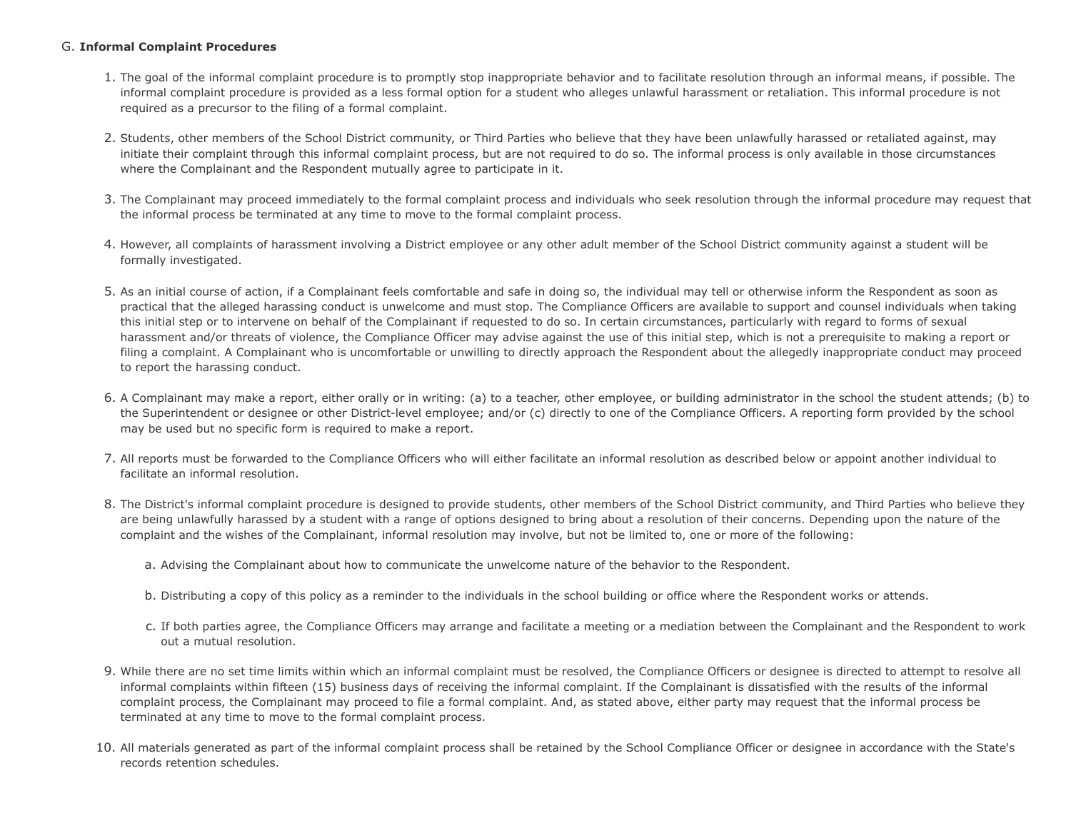G. **Informal Complaint Procedures**

1. The goal of the informal complaint procedure is to promptly stop inappropriate behavior and to facilitate resolution through an informal means, if possible. The informal complaint procedure is provided as a less formal option for a student who alleges unlawful harassment or retaliation. This informal procedure is not required as a precursor to the filing of a formal complaint.

2. Students, other members of the School District community, or Third Parties who believe that they have been unlawfully harassed or retaliated against, may initiate their complaint through this informal complaint process, but are not required to do so. The informal process is only available in those circumstances where the Complainant and the Respondent mutually agree to participate in it.

3. The Complainant may proceed immediately to the formal complaint process and individuals who seek resolution through the informal procedure may request that the informal process be terminated at any time to move to the formal complaint process.

4. However, all complaints of harassment involving a District employee or any other adult member of the School District community against a student will be formally investigated.

5. As an initial course of action, if a Complainant feels comfortable and safe in doing so, the individual may tell or otherwise inform the Respondent as soon as practical that the alleged harassing conduct is unwelcome and must stop. The Compliance Officers are available to support and counsel individuals when taking this initial step or to intervene on behalf of the Complainant if requested to do so. In certain circumstances, particularly with regard to forms of sexual harassment and/or threats of violence, the Compliance Officer may advise against the use of this initial step, which is not a prerequisite to making a report or filing a complaint. A Complainant who is uncomfortable or unwilling to directly approach the Respondent about the allegedly inappropriate conduct may proceed to report the harassing conduct.

6. A Complainant may make a report, either orally or in writing: (a) to a teacher, other employee, or building administrator in the school the student attends; (b) to the Superintendent or designee or other District-level employee; and/or (c) directly to one of the Compliance Officers. A reporting form provided by the school may be used but no specific form is required to make a report.

7. All reports must be forwarded to the Compliance Officers who will either facilitate an informal resolution as described below or appoint another individual to facilitate an informal resolution.

8. The District's informal complaint procedure is designed to provide students, other members of the School District community, and Third Parties who believe they are being unlawfully harassed by a student with a range of options designed to bring about a resolution of their concerns. Depending upon the nature of the complaint and the wishes of the Complainant, informal resolution may involve, but not be limited to, one or more of the following:

   a. Advising the Complainant about how to communicate the unwelcome nature of the behavior to the Respondent.

   b. Distributing a copy of this policy as a reminder to the individuals in the school building or office where the Respondent works or attends.

   c. If both parties agree, the Compliance Officers may arrange and facilitate a meeting or a mediation between the Complainant and the Respondent to work out a mutual resolution.

9. While there are no set time limits within which an informal complaint must be resolved, the Compliance Officers or designee is directed to attempt to resolve all informal complaints within fifteen (15) business days of receiving the informal complaint. If the Complainant is dissatisfied with the results of the informal complaint process, the Complainant may proceed to file a formal complaint. And, as stated above, either party may request that the informal process be terminated at any time to move to the formal complaint process.

10. All materials generated as part of the informal complaint process shall be retained by the School Compliance Officer or designee in accordance with the State's records retention schedules.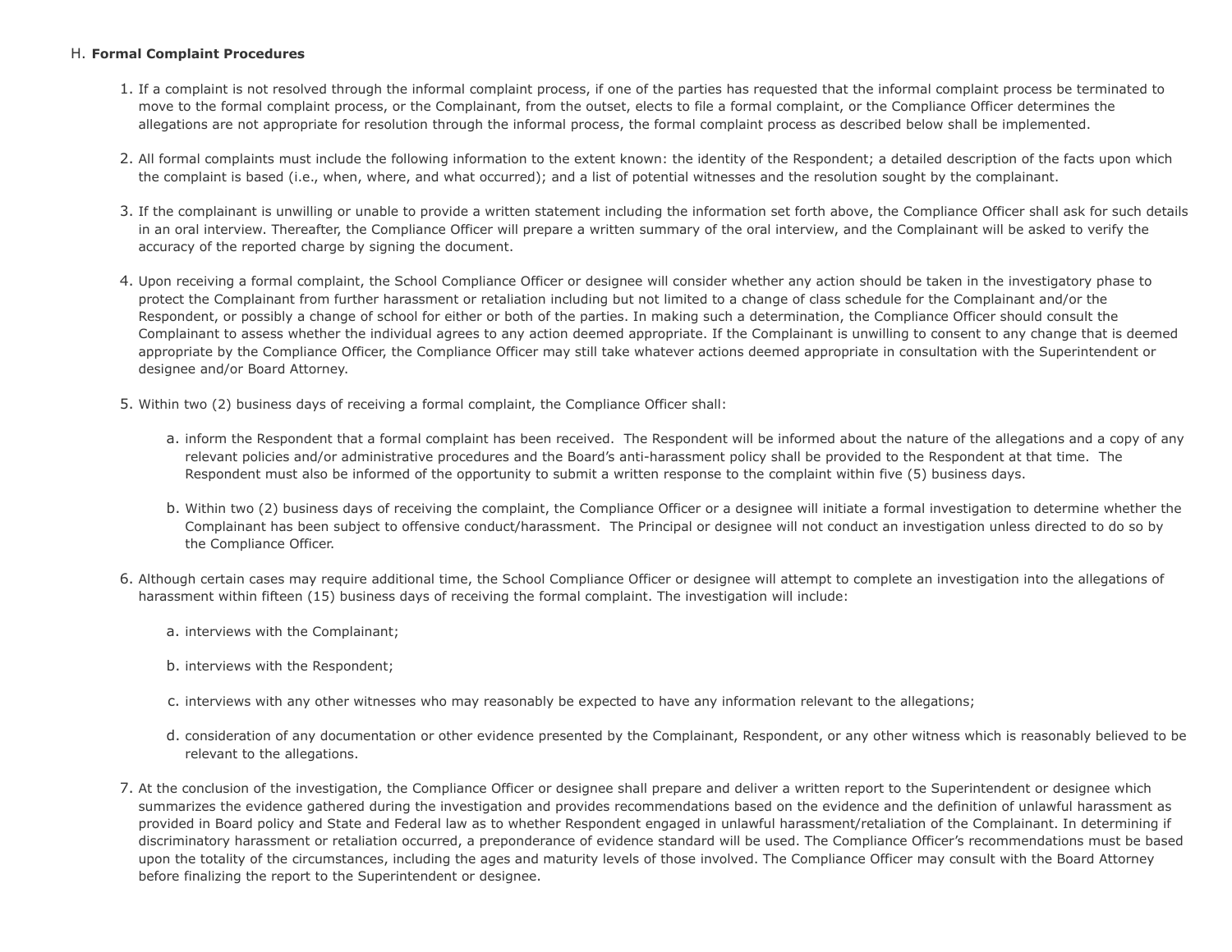H. **Formal Complaint Procedures**

1. If a complaint is not resolved through the informal complaint process, if one of the parties has requested that the informal complaint process be terminated to move to the formal complaint process, or the Complainant, from the outset, elects to file a formal complaint, or the Compliance Officer determines the allegations are not appropriate for resolution through the informal process, the formal complaint process as described below shall be implemented.

2. All formal complaints must include the following information to the extent known: the identity of the Respondent; a detailed description of the facts upon which the complaint is based (i.e., when, where, and what occurred); and a list of potential witnesses and the resolution sought by the complainant.

3. If the complainant is unwilling or unable to provide a written statement including the information set forth above, the Compliance Officer shall ask for such details in an oral interview. Thereafter, the Compliance Officer will prepare a written summary of the oral interview, and the Complainant will be asked to verify the accuracy of the reported charge by signing the document.

4. Upon receiving a formal complaint, the School Compliance Officer or designee will consider whether any action should be taken in the investigatory phase to protect the Complainant from further harassment or retaliation including but not limited to a change of class schedule for the Complainant and/or the Respondent, or possibly a change of school for either or both of the parties. In making such a determination, the Compliance Officer should consult the Complainant to assess whether the individual agrees to any action deemed appropriate. If the Complainant is unwilling to consent to any change that is deemed appropriate by the Compliance Officer, the Compliance Officer may still take whatever actions deemed appropriate in consultation with the Superintendent or designee and/or Board Attorney.

5. Within two (2) business days of receiving a formal complaint, the Compliance Officer shall:

   a. inform the Respondent that a formal complaint has been received. The Respondent will be informed about the nature of the allegations and a copy of any relevant policies and/or administrative procedures and the Board's anti-harassment policy shall be provided to the Respondent at that time. The Respondent must also be informed of the opportunity to submit a written response to the complaint within five (5) business days.

   b. Within two (2) business days of receiving the complaint, the Compliance Officer or a designee will initiate a formal investigation to determine whether the Complainant has been subject to offensive conduct/harassment. The Principal or designee will not conduct an investigation unless directed to do so by the Compliance Officer.

6. Although certain cases may require additional time, the School Compliance Officer or designee will attempt to complete an investigation into the allegations of harassment within fifteen (15) business days of receiving the formal complaint. The investigation will include:

   a. interviews with the Complainant;

   b. interviews with the Respondent;

   c. interviews with any other witnesses who may reasonably be expected to have any information relevant to the allegations;

   d. consideration of any documentation or other evidence presented by the Complainant, Respondent, or any other witness which is reasonably believed to be relevant to the allegations.

7. At the conclusion of the investigation, the Compliance Officer or designee shall prepare and deliver a written report to the Superintendent or designee which summarizes the evidence gathered during the investigation and provides recommendations based on the evidence and the definition of unlawful harassment as provided in Board policy and State and Federal law as to whether Respondent engaged in unlawful harassment/retaliation of the Complainant. In determining if discriminatory harassment or retaliation occurred, a preponderance of evidence standard will be used. The Compliance Officer's recommendations must be based upon the totality of the circumstances, including the ages and maturity levels of those involved. The Compliance Officer may consult with the Board Attorney before finalizing the report to the Superintendent or designee.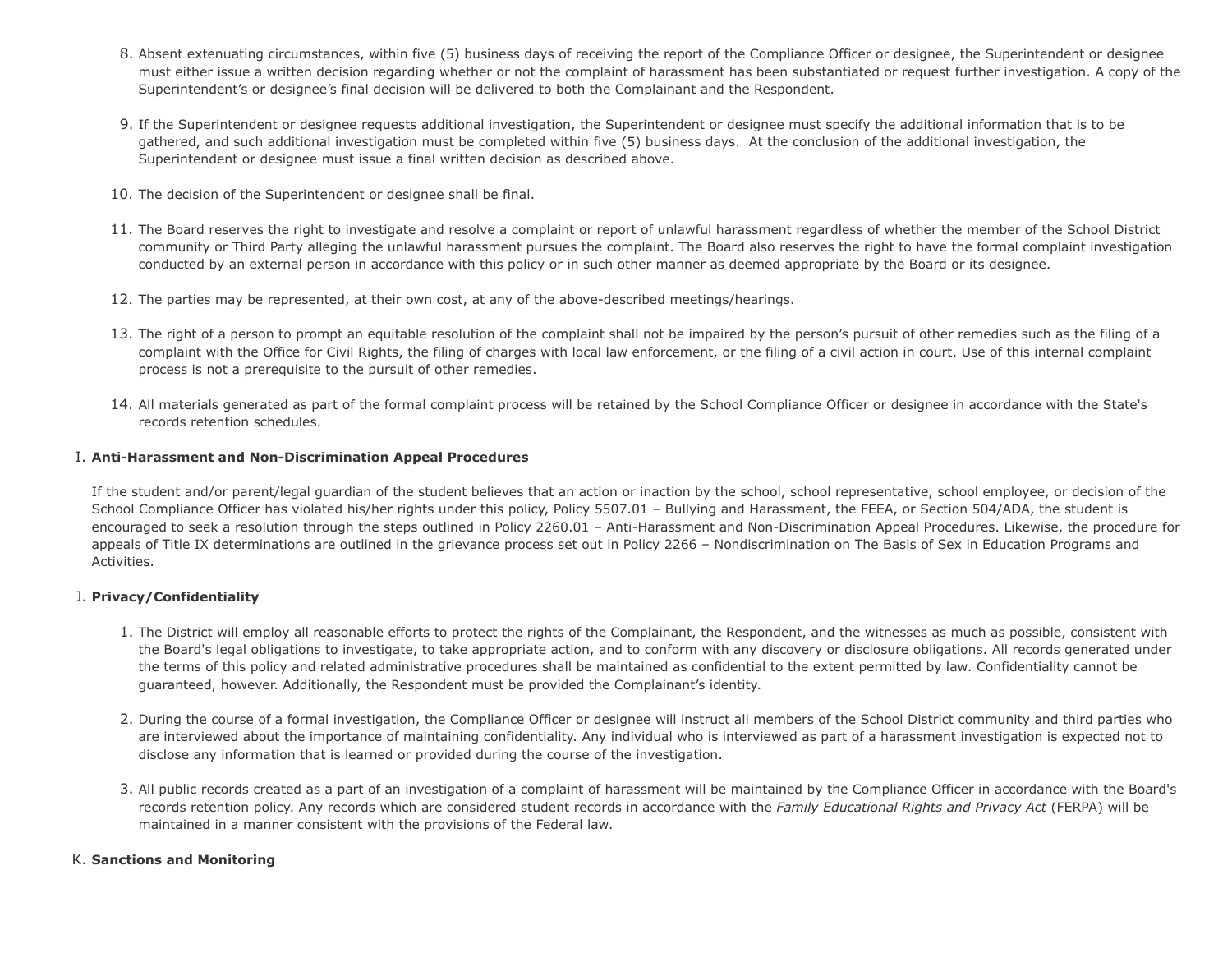8. Absent extenuating circumstances, within five (5) business days of receiving the report of the Compliance Officer or designee, the Superintendent or designee must either issue a written decision regarding whether or not the complaint of harassment has been substantiated or request further investigation. A copy of the Superintendent's or designee's final decision will be delivered to both the Complainant and the Respondent.

9. If the Superintendent or designee requests additional investigation, the Superintendent or designee must specify the additional information that is to be gathered, and such additional investigation must be completed within five (5) business days. At the conclusion of the additional investigation, the Superintendent or designee must issue a final written decision as described above.

10. The decision of the Superintendent or designee shall be final.

11. The Board reserves the right to investigate and resolve a complaint or report of unlawful harassment regardless of whether the member of the School District community or Third Party alleging the unlawful harassment pursues the complaint. The Board also reserves the right to have the formal complaint investigation conducted by an external person in accordance with this policy or in such other manner as deemed appropriate by the Board or its designee.

12. The parties may be represented, at their own cost, at any of the above-described meetings/hearings.

13. The right of a person to prompt an equitable resolution of the complaint shall not be impaired by the person's pursuit of other remedies such as the filing of a complaint with the Office for Civil Rights, the filing of charges with local law enforcement, or the filing of a civil action in court. Use of this internal complaint process is not a prerequisite to the pursuit of other remedies.

14. All materials generated as part of the formal complaint process will be retained by the School Compliance Officer or designee in accordance with the State's records retention schedules.

I. **Anti-Harassment and Non-Discrimination Appeal Procedures**

If the student and/or parent/legal guardian of the student believes that an action or inaction by the school, school representative, school employee, or decision of the School Compliance Officer has violated his/her rights under this policy, Policy 5507.01 – Bullying and Harassment, the FEEA, or Section 504/ADA, the student is encouraged to seek a resolution through the steps outlined in Policy 2260.01 – Anti-Harassment and Non-Discrimination Appeal Procedures. Likewise, the procedure for appeals of Title IX determinations are outlined in the grievance process set out in Policy 2266 – Nondiscrimination on The Basis of Sex in Education Programs and Activities.

J. **Privacy/Confidentiality**

1. The District will employ all reasonable efforts to protect the rights of the Complainant, the Respondent, and the witnesses as much as possible, consistent with the Board's legal obligations to investigate, to take appropriate action, and to conform with any discovery or disclosure obligations. All records generated under the terms of this policy and related administrative procedures shall be maintained as confidential to the extent permitted by law. Confidentiality cannot be guaranteed, however. Additionally, the Respondent must be provided the Complainant's identity.

2. During the course of a formal investigation, the Compliance Officer or designee will instruct all members of the School District community and third parties who are interviewed about the importance of maintaining confidentiality. Any individual who is interviewed as part of a harassment investigation is expected not to disclose any information that is learned or provided during the course of the investigation.

3. All public records created as a part of an investigation of a complaint of harassment will be maintained by the Compliance Officer in accordance with the Board's records retention policy. Any records which are considered student records in accordance with the *Family Educational Rights and Privacy Act* (FERPA) will be maintained in a manner consistent with the provisions of the Federal law.

K. **Sanctions and Monitoring**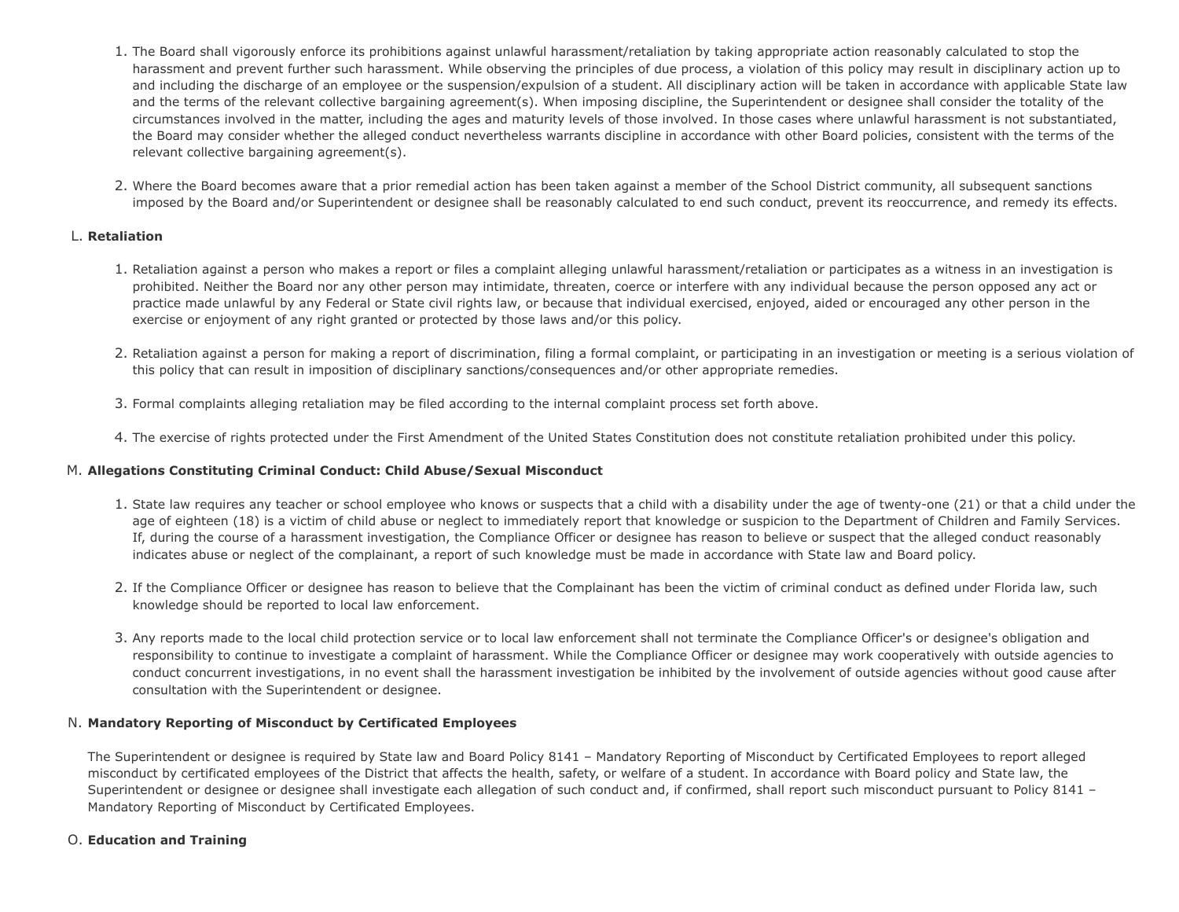1. The Board shall vigorously enforce its prohibitions against unlawful harassment/retaliation by taking appropriate action reasonably calculated to stop the harassment and prevent further such harassment. While observing the principles of due process, a violation of this policy may result in disciplinary action up to and including the discharge of an employee or the suspension/expulsion of a student. All disciplinary action will be taken in accordance with applicable State law and the terms of the relevant collective bargaining agreement(s). When imposing discipline, the Superintendent or designee shall consider the totality of the circumstances involved in the matter, including the ages and maturity levels of those involved. In those cases where unlawful harassment is not substantiated, the Board may consider whether the alleged conduct nevertheless warrants discipline in accordance with other Board policies, consistent with the terms of the relevant collective bargaining agreement(s).

2. Where the Board becomes aware that a prior remedial action has been taken against a member of the School District community, all subsequent sanctions imposed by the Board and/or Superintendent or designee shall be reasonably calculated to end such conduct, prevent its reoccurrence, and remedy its effects.

L. **Retaliation**

1. Retaliation against a person who makes a report or files a complaint alleging unlawful harassment/retaliation or participates as a witness in an investigation is prohibited. Neither the Board nor any other person may intimidate, threaten, coerce or interfere with any individual because the person opposed any act or practice made unlawful by any Federal or State civil rights law, or because that individual exercised, enjoyed, aided or encouraged any other person in the exercise or enjoyment of any right granted or protected by those laws and/or this policy.

2. Retaliation against a person for making a report of discrimination, filing a formal complaint, or participating in an investigation or meeting is a serious violation of this policy that can result in imposition of disciplinary sanctions/consequences and/or other appropriate remedies.

3. Formal complaints alleging retaliation may be filed according to the internal complaint process set forth above.

4. The exercise of rights protected under the First Amendment of the United States Constitution does not constitute retaliation prohibited under this policy.

M. **Allegations Constituting Criminal Conduct: Child Abuse/Sexual Misconduct**

1. State law requires any teacher or school employee who knows or suspects that a child with a disability under the age of twenty-one (21) or that a child under the age of eighteen (18) is a victim of child abuse or neglect to immediately report that knowledge or suspicion to the Department of Children and Family Services. If, during the course of a harassment investigation, the Compliance Officer or designee has reason to believe or suspect that the alleged conduct reasonably indicates abuse or neglect of the complainant, a report of such knowledge must be made in accordance with State law and Board policy.

2. If the Compliance Officer or designee has reason to believe that the Complainant has been the victim of criminal conduct as defined under Florida law, such knowledge should be reported to local law enforcement.

3. Any reports made to the local child protection service or to local law enforcement shall not terminate the Compliance Officer's or designee's obligation and responsibility to continue to investigate a complaint of harassment. While the Compliance Officer or designee may work cooperatively with outside agencies to conduct concurrent investigations, in no event shall the harassment investigation be inhibited by the involvement of outside agencies without good cause after consultation with the Superintendent or designee.

N. **Mandatory Reporting of Misconduct by Certificated Employees**

The Superintendent or designee is required by State law and Board Policy 8141 – Mandatory Reporting of Misconduct by Certificated Employees to report alleged misconduct by certificated employees of the District that affects the health, safety, or welfare of a student. In accordance with Board policy and State law, the Superintendent or designee or designee shall investigate each allegation of such conduct and, if confirmed, shall report such misconduct pursuant to Policy 8141 – Mandatory Reporting of Misconduct by Certificated Employees.

O. **Education and Training**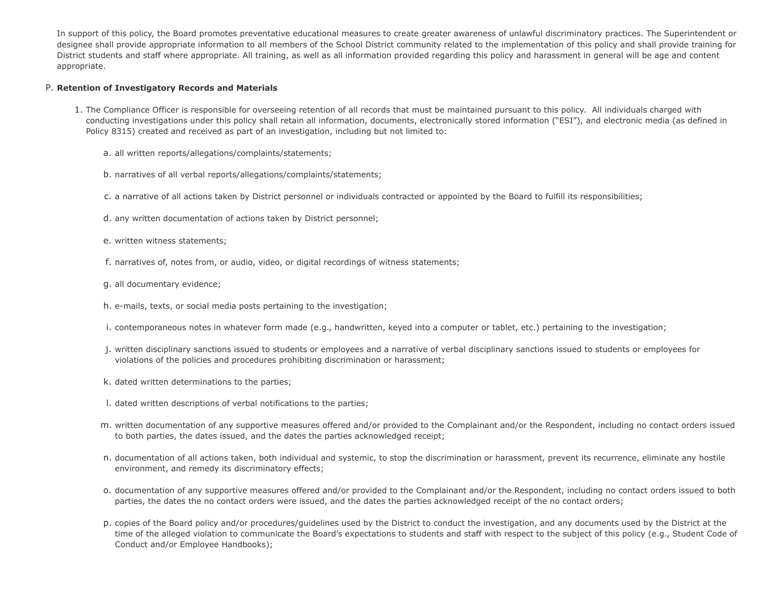In support of this policy, the Board promotes preventative educational measures to create greater awareness of unlawful discriminatory practices. The Superintendent or designee shall provide appropriate information to all members of the School District community related to the implementation of this policy and shall provide training for District students and staff where appropriate. All training, as well as all information provided regarding this policy and harassment in general will be age and content appropriate.

P. **Retention of Investigatory Records and Materials**

1. The Compliance Officer is responsible for overseeing retention of all records that must be maintained pursuant to this policy. All individuals charged with conducting investigations under this policy shall retain all information, documents, electronically stored information ("ESI"), and electronic media (as defined in Policy 8315) created and received as part of an investigation, including but not limited to:

   a. all written reports/allegations/complaints/statements;

   b. narratives of all verbal reports/allegations/complaints/statements;

   c. a narrative of all actions taken by District personnel or individuals contracted or appointed by the Board to fulfill its responsibilities;

   d. any written documentation of actions taken by District personnel;

   e. written witness statements;

   f. narratives of, notes from, or audio, video, or digital recordings of witness statements;

   g. all documentary evidence;

   h. e-mails, texts, or social media posts pertaining to the investigation;

   i. contemporaneous notes in whatever form made (e.g., handwritten, keyed into a computer or tablet, etc.) pertaining to the investigation;

   j. written disciplinary sanctions issued to students or employees and a narrative of verbal disciplinary sanctions issued to students or employees for violations of the policies and procedures prohibiting discrimination or harassment;

   k. dated written determinations to the parties;

   l. dated written descriptions of verbal notifications to the parties;

   m. written documentation of any supportive measures offered and/or provided to the Complainant and/or the Respondent, including no contact orders issued to both parties, the dates issued, and the dates the parties acknowledged receipt;

   n. documentation of all actions taken, both individual and systemic, to stop the discrimination or harassment, prevent its recurrence, eliminate any hostile environment, and remedy its discriminatory effects;

   o. documentation of any supportive measures offered and/or provided to the Complainant and/or the Respondent, including no contact orders issued to both parties, the dates the no contact orders were issued, and the dates the parties acknowledged receipt of the no contact orders;

   p. copies of the Board policy and/or procedures/guidelines used by the District to conduct the investigation, and any documents used by the District at the time of the alleged violation to communicate the Board's expectations to students and staff with respect to the subject of this policy (e.g., Student Code of Conduct and/or Employee Handbooks);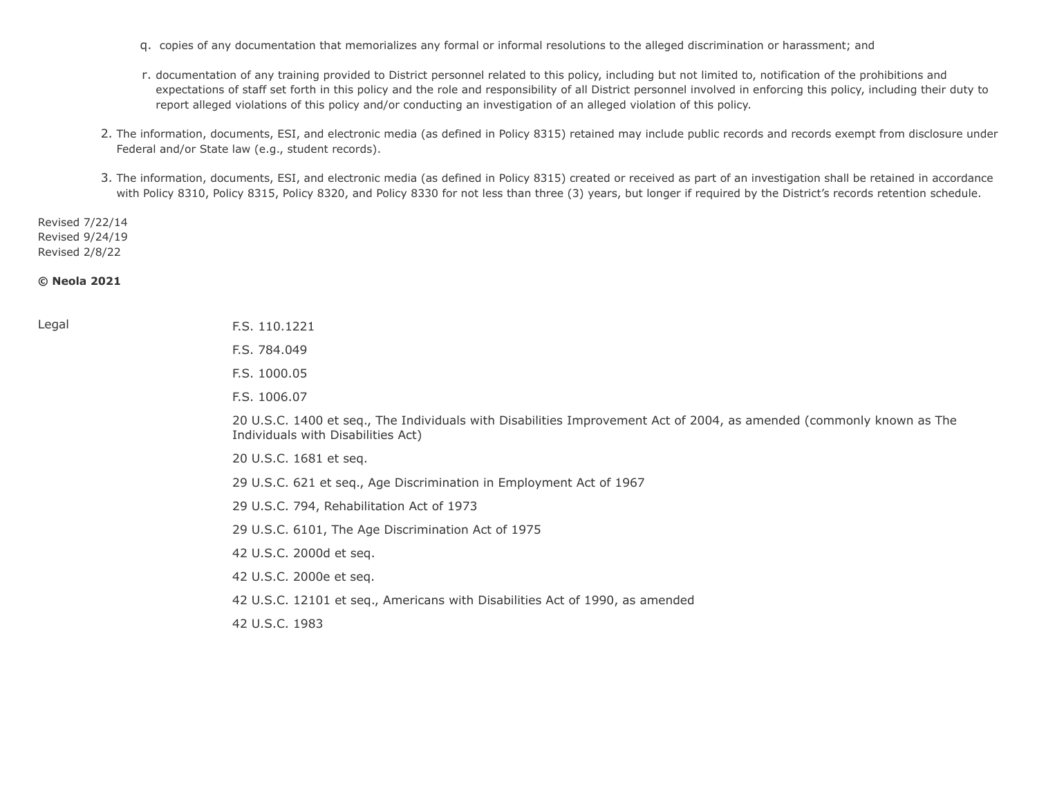q. copies of any documentation that memorializes any formal or informal resolutions to the alleged discrimination or harassment; and

r. documentation of any training provided to District personnel related to this policy, including but not limited to, notification of the prohibitions and expectations of staff set forth in this policy and the role and responsibility of all District personnel involved in enforcing this policy, including their duty to report alleged violations of this policy and/or conducting an investigation of an alleged violation of this policy.

2. The information, documents, ESI, and electronic media (as defined in Policy 8315) retained may include public records and records exempt from disclosure under Federal and/or State law (e.g., student records).

3. The information, documents, ESI, and electronic media (as defined in Policy 8315) created or received as part of an investigation shall be retained in accordance with Policy 8310, Policy 8315, Policy 8320, and Policy 8330 for not less than three (3) years, but longer if required by the District's records retention schedule.

Revised 7/22/14
Revised 9/24/19
Revised 2/8/22

**© Neola 2021**

Legal

F.S. 110.1221

F.S. 784.049

F.S. 1000.05

F.S. 1006.07

20 U.S.C. 1400 et seq., The Individuals with Disabilities Improvement Act of 2004, as amended (commonly known as The Individuals with Disabilities Act)

20 U.S.C. 1681 et seq.

29 U.S.C. 621 et seq., Age Discrimination in Employment Act of 1967

29 U.S.C. 794, Rehabilitation Act of 1973

29 U.S.C. 6101, The Age Discrimination Act of 1975

42 U.S.C. 2000d et seq.

42 U.S.C. 2000e et seq.

42 U.S.C. 12101 et seq., Americans with Disabilities Act of 1990, as amended

42 U.S.C. 1983